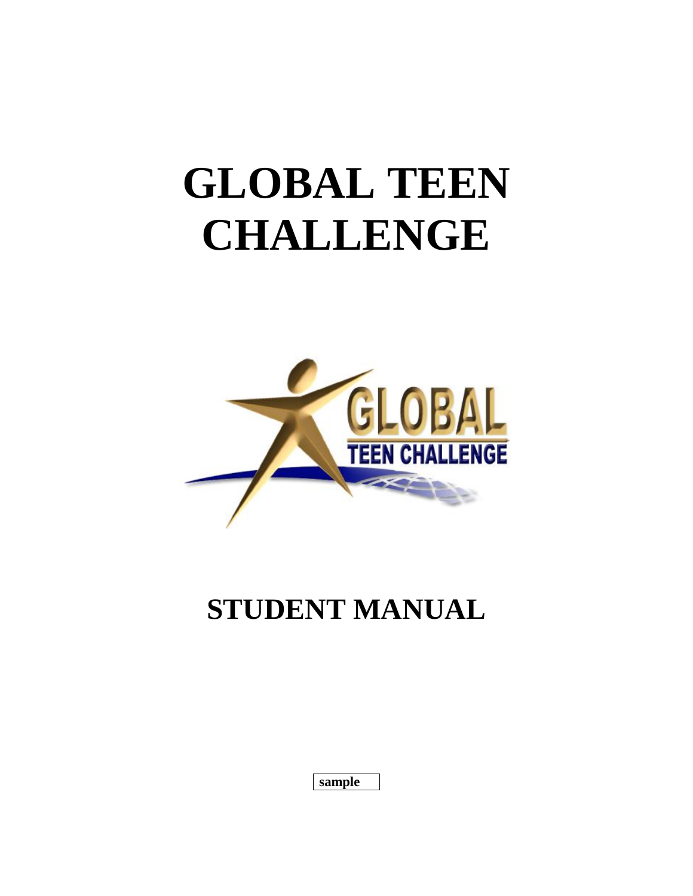# GLOBAL TEEN CHALLENGE

## STUDENT MANUAL

sample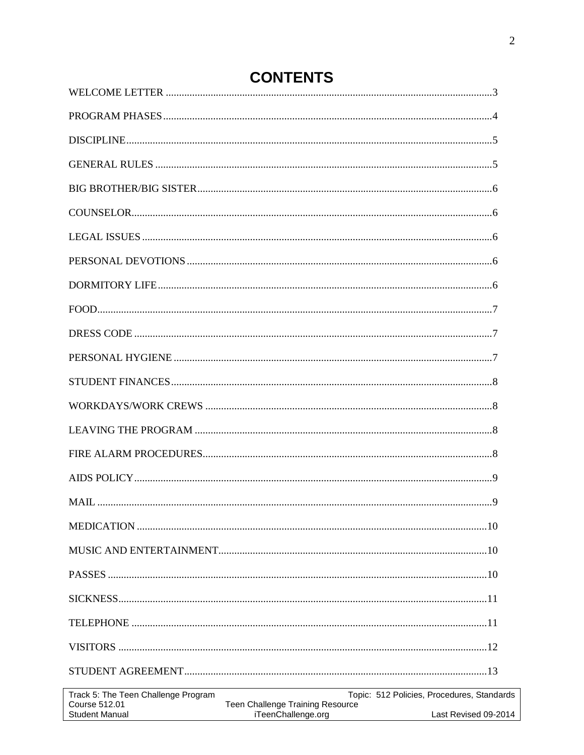# CONTENTS

| | |
|---|---|
| WELCOME LETTER | 3 |
| PROGRAM PHASES | 4 |
| DISCIPLINE | 5 |
| GENERAL RULES | 5 |
| BIG BROTHER/BIG SISTER | 6 |
| COUNSELOR | 6 |
| LEGAL ISSUES | 6 |
| PERSONAL DEVOTIONS | 6 |
| DORMITORY LIFE | 6 |
| FOOD | 7 |
| DRESS CODE | 7 |
| PERSONAL HYGIENE | 7 |
| STUDENT FINANCES | 8 |
| WORKDAYS/WORK CREWS | 8 |
| LEAVING THE PROGRAM | 8 |
| FIRE ALARM PROCEDURES | 8 |
| AIDS POLICY | 9 |
| MAIL | 9 |
| MEDICATION | 10 |
| MUSIC AND ENTERTAINMENT | 10 |
| PASSES | 10 |
| SICKNESS | 11 |
| TELEPHONE | 11 |
| VISITORS | 12 |
| STUDENT AGREEMENT | 13 |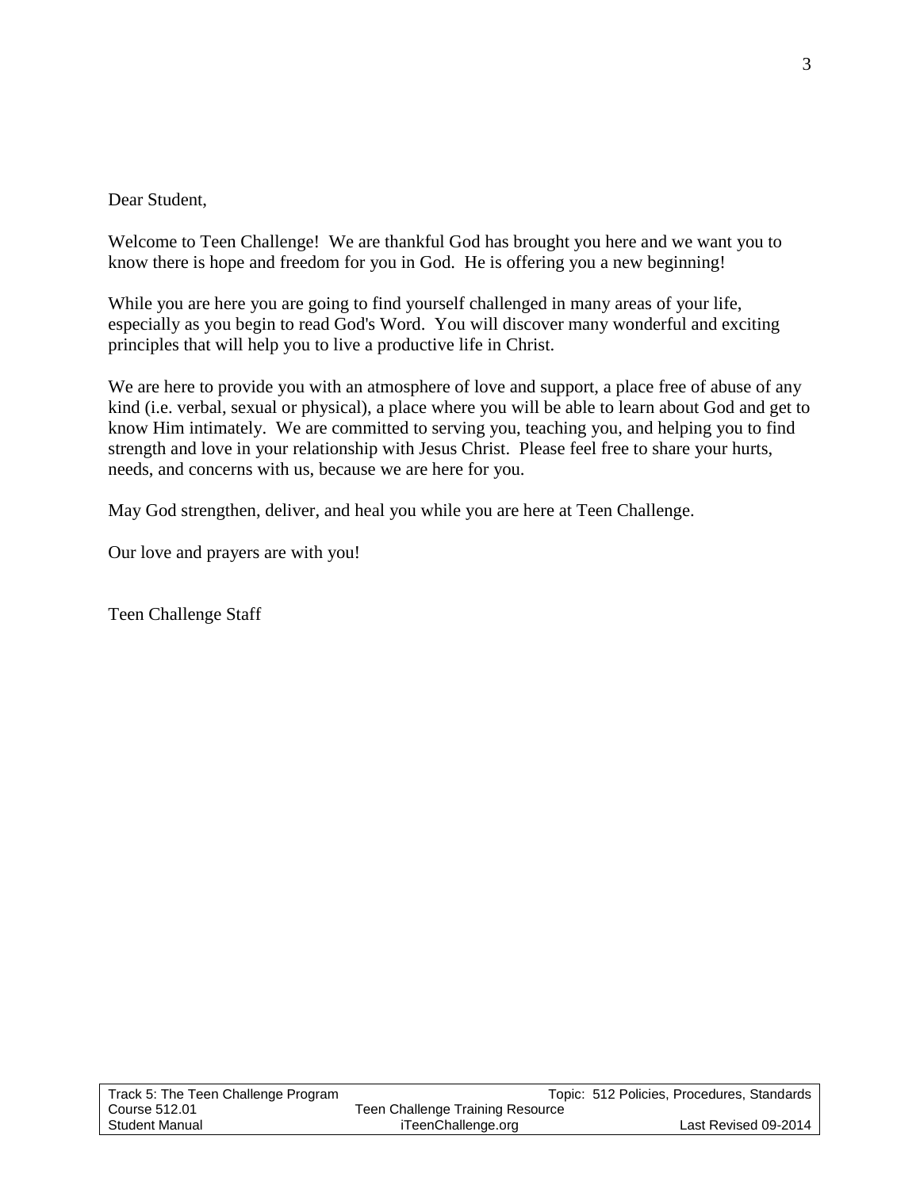Dear Student,

Welcome to Teen Challenge! We are thankful God has brought you here and we want you to know there is hope and freedom for you in God. He is offering you a new beginning!

While you are here you are going to find yourself challenged in many areas of your life, especially as you begin to read God's Word. You will discover many wonderful and exciting principles that will help you to live a productive life in Christ.

We are here to provide you with an atmosphere of love and support, a place free of abuse of any kind (i.e. verbal, sexual or physical), a place where you will be able to learn about God and get to know Him intimately. We are committed to serving you, teaching you, and helping you to find strength and love in your relationship with Jesus Christ. Please feel free to share your hurts, needs, and concerns with us, because we are here for you.

May God strengthen, deliver, and heal you while you are here at Teen Challenge.

Our love and prayers are with you!

Teen Challenge Staff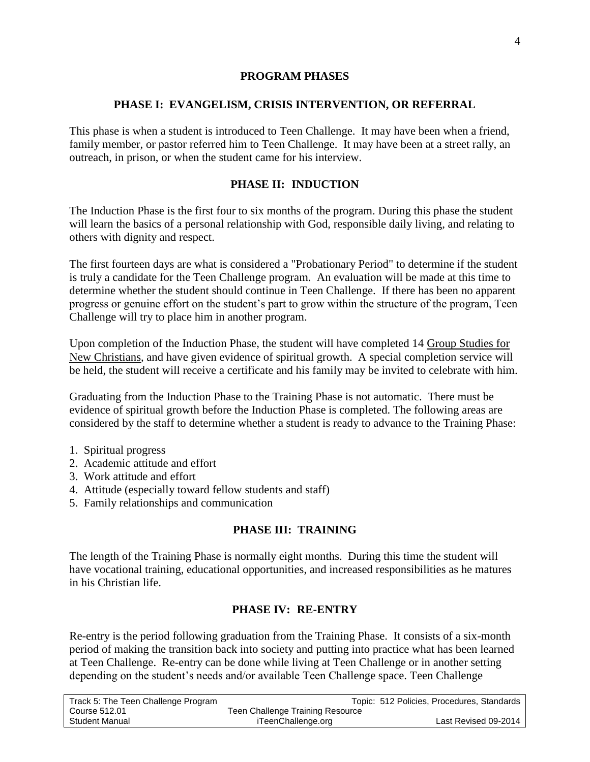## PROGRAM PHASES

### PHASE I: EVANGELISM, CRISIS INTERVENTION, OR REFERRAL

This phase is when a student is introduced to Teen Challenge. It may have been when a friend, family member, or pastor referred him to Teen Challenge. It may have been at a street rally, an outreach, in prison, or when the student came for his interview.

### PHASE II: INDUCTION

The Induction Phase is the first four to six months of the program. During this phase the student will learn the basics of a personal relationship with God, responsible daily living, and relating to others with dignity and respect.

The first fourteen days are what is considered a "Probationary Period" to determine if the student is truly a candidate for the Teen Challenge program. An evaluation will be made at this time to determine whether the student should continue in Teen Challenge. If there has been no apparent progress or genuine effort on the student's part to grow within the structure of the program, Teen Challenge will try to place him in another program.

Upon completion of the Induction Phase, the student will have completed 14 Group Studies for New Christians, and have given evidence of spiritual growth. A special completion service will be held, the student will receive a certificate and his family may be invited to celebrate with him.

Graduating from the Induction Phase to the Training Phase is not automatic. There must be evidence of spiritual growth before the Induction Phase is completed. The following areas are considered by the staff to determine whether a student is ready to advance to the Training Phase:

1. Spiritual progress
2. Academic attitude and effort
3. Work attitude and effort
4. Attitude (especially toward fellow students and staff)
5. Family relationships and communication

### PHASE III: TRAINING

The length of the Training Phase is normally eight months. During this time the student will have vocational training, educational opportunities, and increased responsibilities as he matures in his Christian life.

### PHASE IV: RE-ENTRY

Re-entry is the period following graduation from the Training Phase. It consists of a six-month period of making the transition back into society and putting into practice what has been learned at Teen Challenge. Re-entry can be done while living at Teen Challenge or in another setting depending on the student's needs and/or available Teen Challenge space. Teen Challenge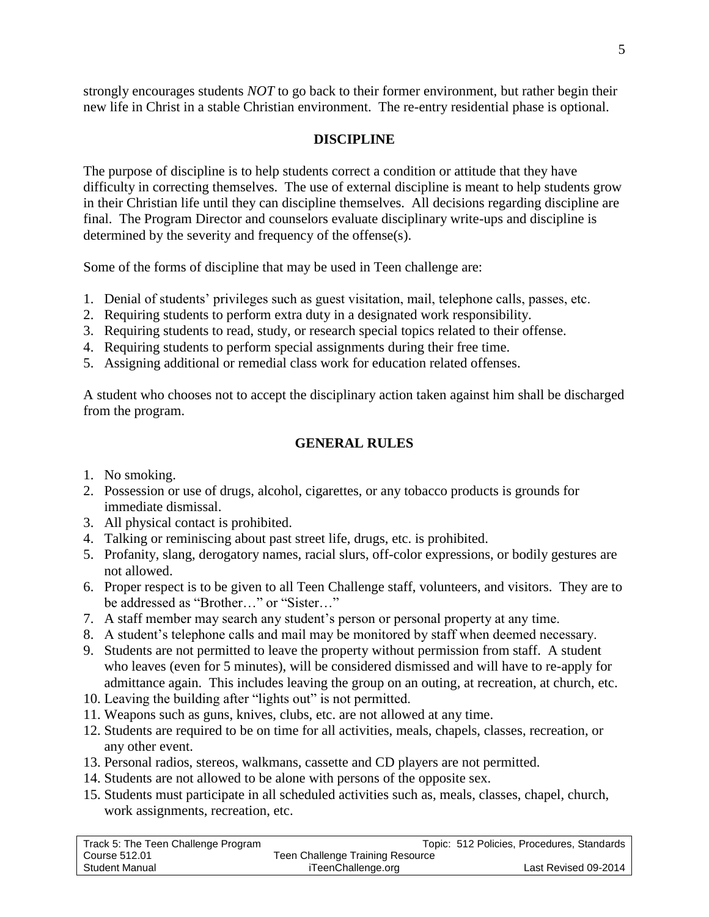strongly encourages students *NOT* to go back to their former environment, but rather begin their new life in Christ in a stable Christian environment. The re-entry residential phase is optional.

## DISCIPLINE

The purpose of discipline is to help students correct a condition or attitude that they have difficulty in correcting themselves. The use of external discipline is meant to help students grow in their Christian life until they can discipline themselves. All decisions regarding discipline are final. The Program Director and counselors evaluate disciplinary write-ups and discipline is determined by the severity and frequency of the offense(s).

Some of the forms of discipline that may be used in Teen challenge are:

1. Denial of students' privileges such as guest visitation, mail, telephone calls, passes, etc.
2. Requiring students to perform extra duty in a designated work responsibility.
3. Requiring students to read, study, or research special topics related to their offense.
4. Requiring students to perform special assignments during their free time.
5. Assigning additional or remedial class work for education related offenses.

A student who chooses not to accept the disciplinary action taken against him shall be discharged from the program.

## GENERAL RULES

1. No smoking.
2. Possession or use of drugs, alcohol, cigarettes, or any tobacco products is grounds for immediate dismissal.
3. All physical contact is prohibited.
4. Talking or reminiscing about past street life, drugs, etc. is prohibited.
5. Profanity, slang, derogatory names, racial slurs, off-color expressions, or bodily gestures are not allowed.
6. Proper respect is to be given to all Teen Challenge staff, volunteers, and visitors. They are to be addressed as "Brother…" or "Sister…"
7. A staff member may search any student's person or personal property at any time.
8. A student's telephone calls and mail may be monitored by staff when deemed necessary.
9. Students are not permitted to leave the property without permission from staff. A student who leaves (even for 5 minutes), will be considered dismissed and will have to re-apply for admittance again. This includes leaving the group on an outing, at recreation, at church, etc.
10. Leaving the building after "lights out" is not permitted.
11. Weapons such as guns, knives, clubs, etc. are not allowed at any time.
12. Students are required to be on time for all activities, meals, chapels, classes, recreation, or any other event.
13. Personal radios, stereos, walkmans, cassette and CD players are not permitted.
14. Students are not allowed to be alone with persons of the opposite sex.
15. Students must participate in all scheduled activities such as, meals, classes, chapel, church, work assignments, recreation, etc.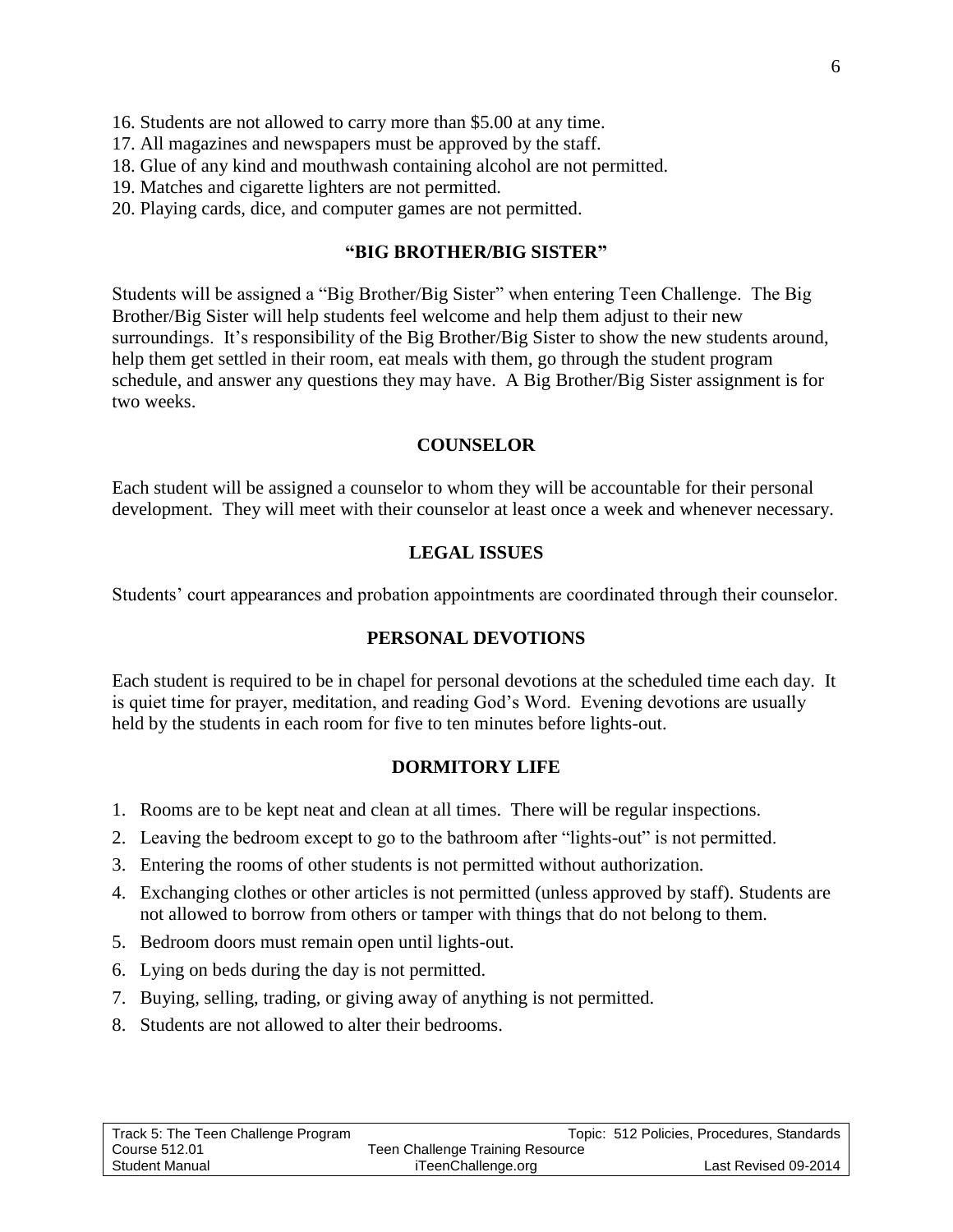16. Students are not allowed to carry more than $5.00 at any time.
17. All magazines and newspapers must be approved by the staff.
18. Glue of any kind and mouthwash containing alcohol are not permitted.
19. Matches and cigarette lighters are not permitted.
20. Playing cards, dice, and computer games are not permitted.

## "BIG BROTHER/BIG SISTER"

Students will be assigned a "Big Brother/Big Sister" when entering Teen Challenge. The Big Brother/Big Sister will help students feel welcome and help them adjust to their new surroundings. It's responsibility of the Big Brother/Big Sister to show the new students around, help them get settled in their room, eat meals with them, go through the student program schedule, and answer any questions they may have. A Big Brother/Big Sister assignment is for two weeks.

## COUNSELOR

Each student will be assigned a counselor to whom they will be accountable for their personal development. They will meet with their counselor at least once a week and whenever necessary.

## LEGAL ISSUES

Students' court appearances and probation appointments are coordinated through their counselor.

## PERSONAL DEVOTIONS

Each student is required to be in chapel for personal devotions at the scheduled time each day. It is quiet time for prayer, meditation, and reading God's Word. Evening devotions are usually held by the students in each room for five to ten minutes before lights-out.

## DORMITORY LIFE

1. Rooms are to be kept neat and clean at all times. There will be regular inspections.
2. Leaving the bedroom except to go to the bathroom after "lights-out" is not permitted.
3. Entering the rooms of other students is not permitted without authorization.
4. Exchanging clothes or other articles is not permitted (unless approved by staff). Students are not allowed to borrow from others or tamper with things that do not belong to them.
5. Bedroom doors must remain open until lights-out.
6. Lying on beds during the day is not permitted.
7. Buying, selling, trading, or giving away of anything is not permitted.
8. Students are not allowed to alter their bedrooms.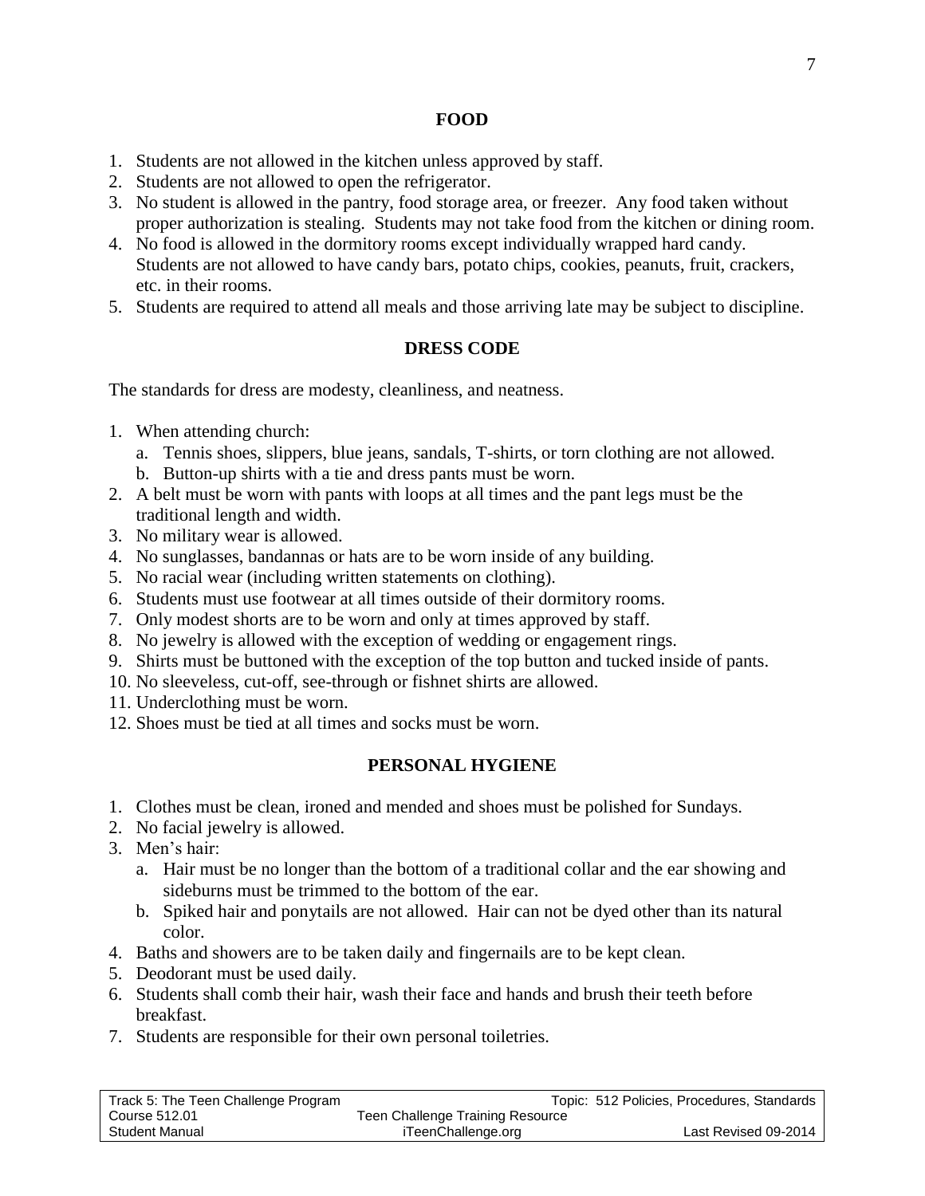## FOOD

1. Students are not allowed in the kitchen unless approved by staff.
2. Students are not allowed to open the refrigerator.
3. No student is allowed in the pantry, food storage area, or freezer. Any food taken without proper authorization is stealing. Students may not take food from the kitchen or dining room.
4. No food is allowed in the dormitory rooms except individually wrapped hard candy. Students are not allowed to have candy bars, potato chips, cookies, peanuts, fruit, crackers, etc. in their rooms.
5. Students are required to attend all meals and those arriving late may be subject to discipline.

## DRESS CODE

The standards for dress are modesty, cleanliness, and neatness.

1. When attending church:
   a. Tennis shoes, slippers, blue jeans, sandals, T-shirts, or torn clothing are not allowed.
   b. Button-up shirts with a tie and dress pants must be worn.
2. A belt must be worn with pants with loops at all times and the pant legs must be the traditional length and width.
3. No military wear is allowed.
4. No sunglasses, bandannas or hats are to be worn inside of any building.
5. No racial wear (including written statements on clothing).
6. Students must use footwear at all times outside of their dormitory rooms.
7. Only modest shorts are to be worn and only at times approved by staff.
8. No jewelry is allowed with the exception of wedding or engagement rings.
9. Shirts must be buttoned with the exception of the top button and tucked inside of pants.
10. No sleeveless, cut-off, see-through or fishnet shirts are allowed.
11. Underclothing must be worn.
12. Shoes must be tied at all times and socks must be worn.

## PERSONAL HYGIENE

1. Clothes must be clean, ironed and mended and shoes must be polished for Sundays.
2. No facial jewelry is allowed.
3. Men's hair:
   a. Hair must be no longer than the bottom of a traditional collar and the ear showing and sideburns must be trimmed to the bottom of the ear.
   b. Spiked hair and ponytails are not allowed. Hair can not be dyed other than its natural color.
4. Baths and showers are to be taken daily and fingernails are to be kept clean.
5. Deodorant must be used daily.
6. Students shall comb their hair, wash their face and hands and brush their teeth before breakfast.
7. Students are responsible for their own personal toiletries.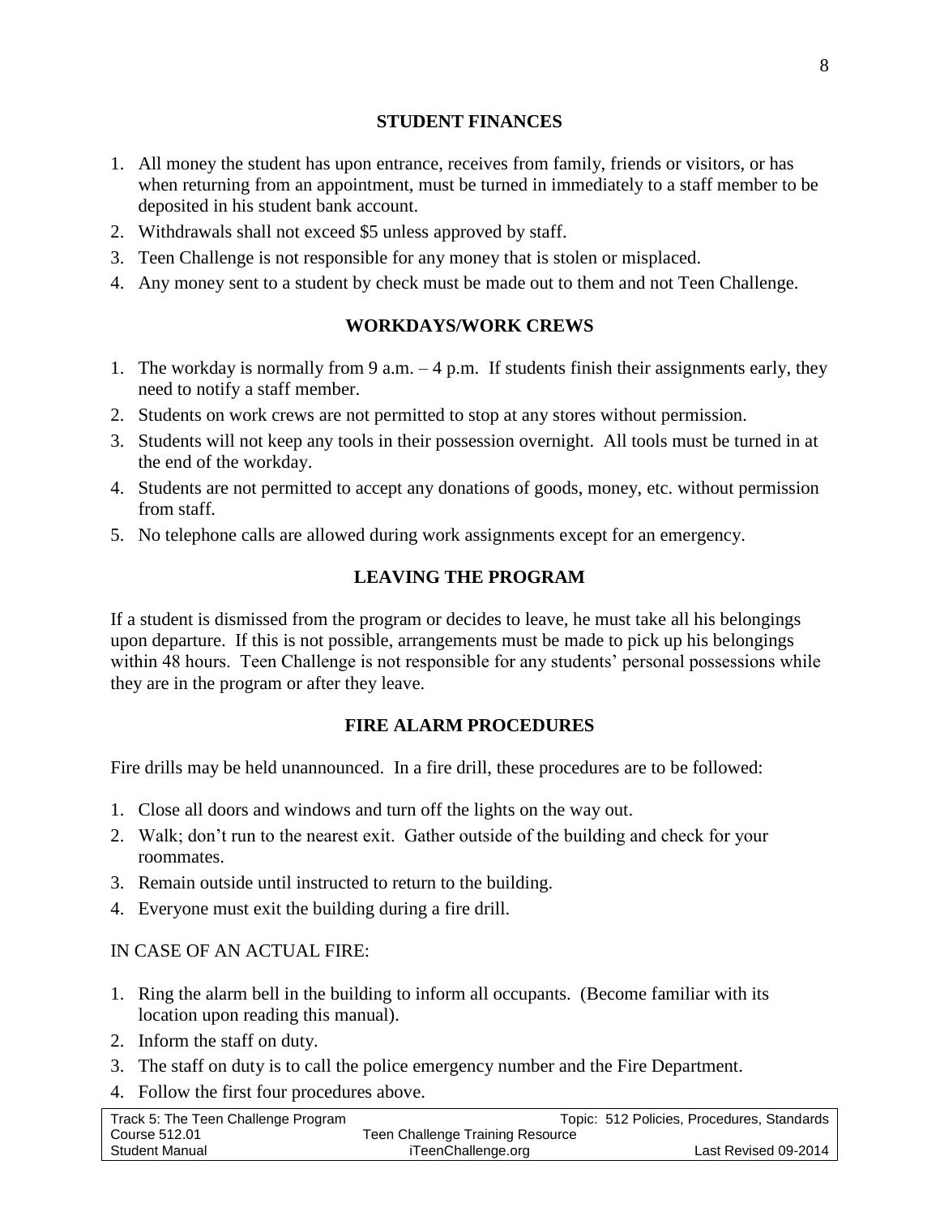## STUDENT FINANCES

1. All money the student has upon entrance, receives from family, friends or visitors, or has when returning from an appointment, must be turned in immediately to a staff member to be deposited in his student bank account.
2. Withdrawals shall not exceed $5 unless approved by staff.
3. Teen Challenge is not responsible for any money that is stolen or misplaced.
4. Any money sent to a student by check must be made out to them and not Teen Challenge.

## WORKDAYS/WORK CREWS

1. The workday is normally from 9 a.m. – 4 p.m. If students finish their assignments early, they need to notify a staff member.
2. Students on work crews are not permitted to stop at any stores without permission.
3. Students will not keep any tools in their possession overnight. All tools must be turned in at the end of the workday.
4. Students are not permitted to accept any donations of goods, money, etc. without permission from staff.
5. No telephone calls are allowed during work assignments except for an emergency.

## LEAVING THE PROGRAM

If a student is dismissed from the program or decides to leave, he must take all his belongings upon departure. If this is not possible, arrangements must be made to pick up his belongings within 48 hours. Teen Challenge is not responsible for any students' personal possessions while they are in the program or after they leave.

## FIRE ALARM PROCEDURES

Fire drills may be held unannounced. In a fire drill, these procedures are to be followed:

1. Close all doors and windows and turn off the lights on the way out.
2. Walk; don't run to the nearest exit. Gather outside of the building and check for your roommates.
3. Remain outside until instructed to return to the building.
4. Everyone must exit the building during a fire drill.

IN CASE OF AN ACTUAL FIRE:

1. Ring the alarm bell in the building to inform all occupants. (Become familiar with its location upon reading this manual).
2. Inform the staff on duty.
3. The staff on duty is to call the police emergency number and the Fire Department.
4. Follow the first four procedures above.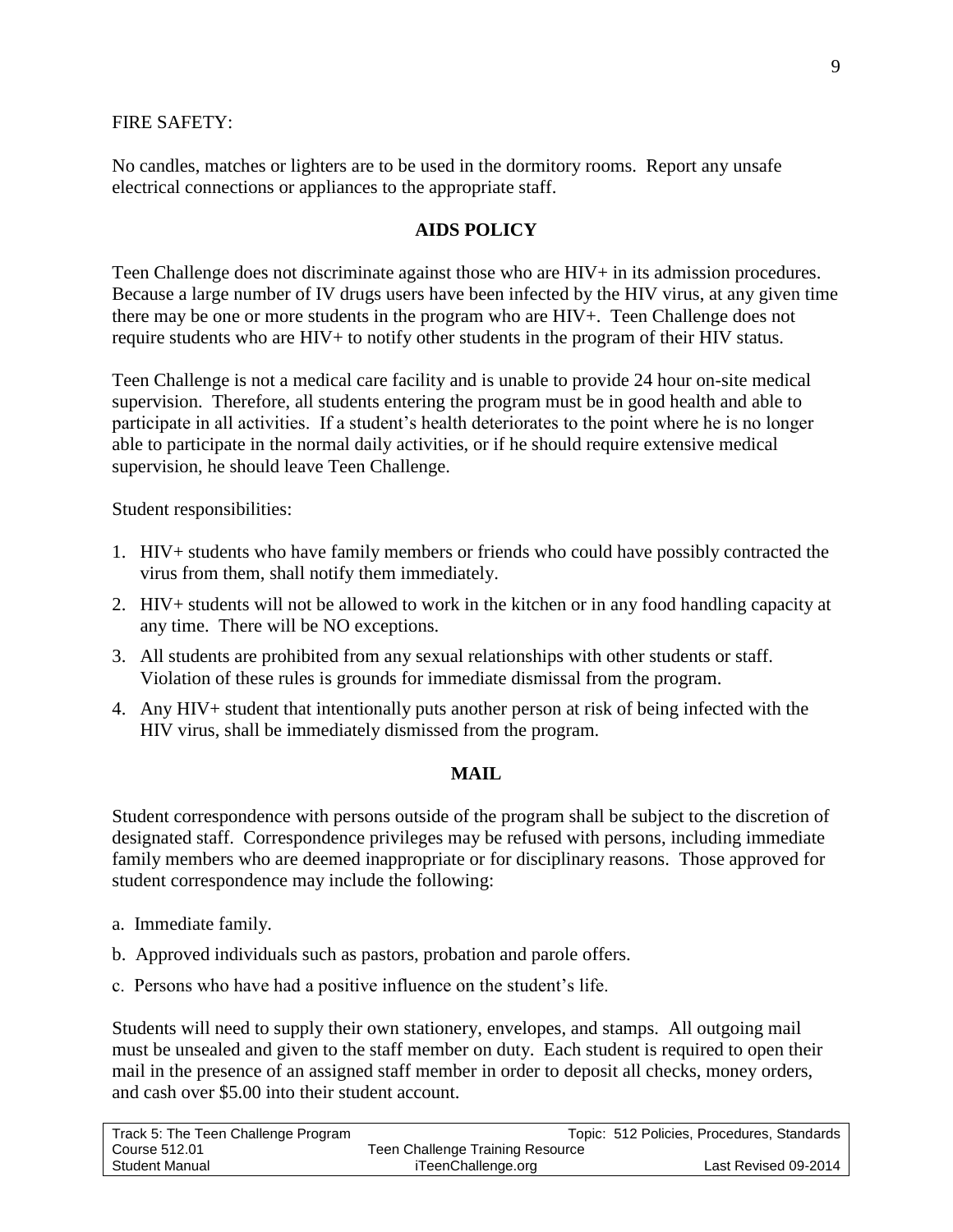FIRE SAFETY:

No candles, matches or lighters are to be used in the dormitory rooms. Report any unsafe electrical connections or appliances to the appropriate staff.

## AIDS POLICY

Teen Challenge does not discriminate against those who are HIV+ in its admission procedures. Because a large number of IV drugs users have been infected by the HIV virus, at any given time there may be one or more students in the program who are HIV+. Teen Challenge does not require students who are HIV+ to notify other students in the program of their HIV status.

Teen Challenge is not a medical care facility and is unable to provide 24 hour on-site medical supervision. Therefore, all students entering the program must be in good health and able to participate in all activities. If a student's health deteriorates to the point where he is no longer able to participate in the normal daily activities, or if he should require extensive medical supervision, he should leave Teen Challenge.

Student responsibilities:

1. HIV+ students who have family members or friends who could have possibly contracted the virus from them, shall notify them immediately.
2. HIV+ students will not be allowed to work in the kitchen or in any food handling capacity at any time. There will be NO exceptions.
3. All students are prohibited from any sexual relationships with other students or staff. Violation of these rules is grounds for immediate dismissal from the program.
4. Any HIV+ student that intentionally puts another person at risk of being infected with the HIV virus, shall be immediately dismissed from the program.

## MAIL

Student correspondence with persons outside of the program shall be subject to the discretion of designated staff. Correspondence privileges may be refused with persons, including immediate family members who are deemed inappropriate or for disciplinary reasons. Those approved for student correspondence may include the following:

a. Immediate family.

b. Approved individuals such as pastors, probation and parole offers.

c. Persons who have had a positive influence on the student's life.

Students will need to supply their own stationery, envelopes, and stamps. All outgoing mail must be unsealed and given to the staff member on duty. Each student is required to open their mail in the presence of an assigned staff member in order to deposit all checks, money orders, and cash over $5.00 into their student account.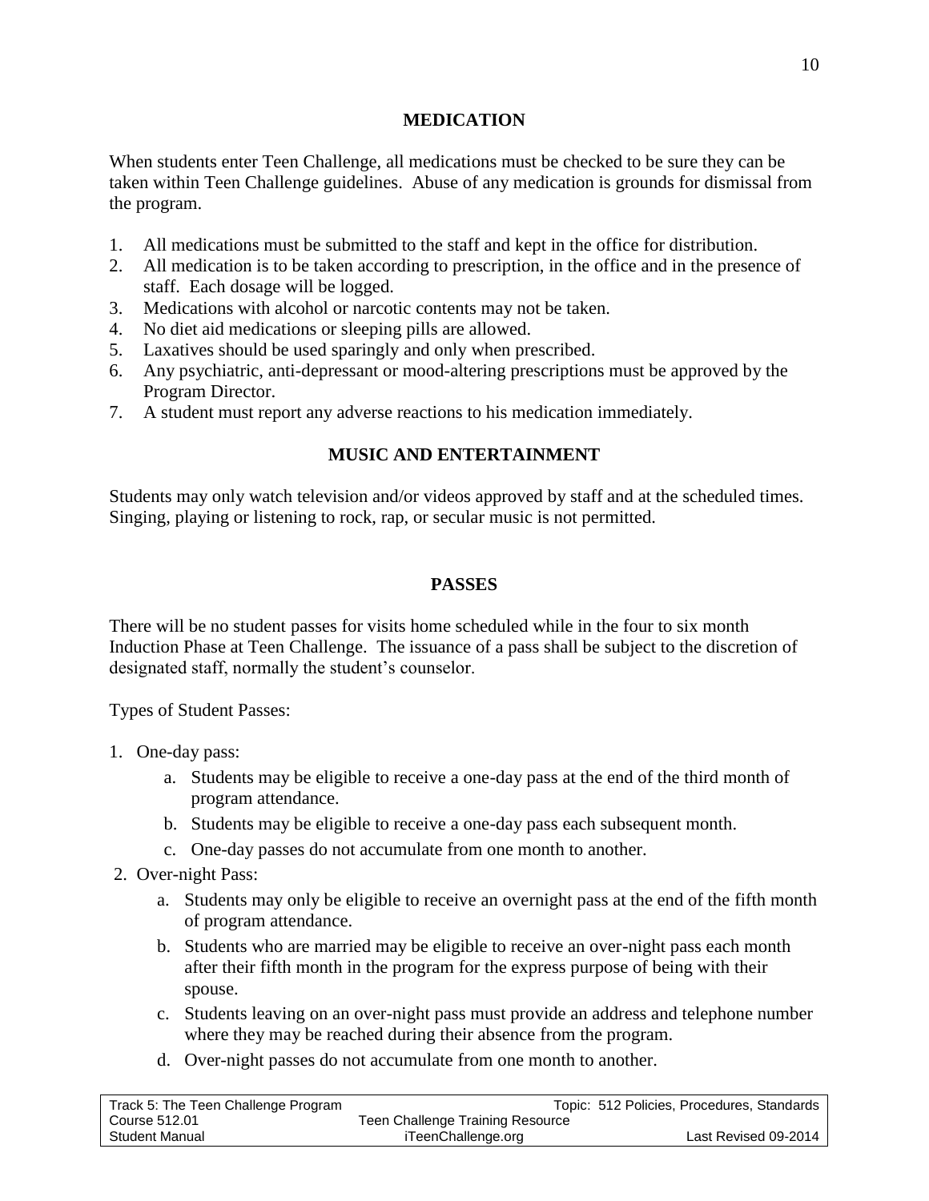## MEDICATION

When students enter Teen Challenge, all medications must be checked to be sure they can be taken within Teen Challenge guidelines. Abuse of any medication is grounds for dismissal from the program.

1. All medications must be submitted to the staff and kept in the office for distribution.
2. All medication is to be taken according to prescription, in the office and in the presence of staff. Each dosage will be logged.
3. Medications with alcohol or narcotic contents may not be taken.
4. No diet aid medications or sleeping pills are allowed.
5. Laxatives should be used sparingly and only when prescribed.
6. Any psychiatric, anti-depressant or mood-altering prescriptions must be approved by the Program Director.
7. A student must report any adverse reactions to his medication immediately.

## MUSIC AND ENTERTAINMENT

Students may only watch television and/or videos approved by staff and at the scheduled times. Singing, playing or listening to rock, rap, or secular music is not permitted.

## PASSES

There will be no student passes for visits home scheduled while in the four to six month Induction Phase at Teen Challenge. The issuance of a pass shall be subject to the discretion of designated staff, normally the student's counselor.

Types of Student Passes:

1. One-day pass:
    a. Students may be eligible to receive a one-day pass at the end of the third month of program attendance.
    b. Students may be eligible to receive a one-day pass each subsequent month.
    c. One-day passes do not accumulate from one month to another.
2. Over-night Pass:
    a. Students may only be eligible to receive an overnight pass at the end of the fifth month of program attendance.
    b. Students who are married may be eligible to receive an over-night pass each month after their fifth month in the program for the express purpose of being with their spouse.
    c. Students leaving on an over-night pass must provide an address and telephone number where they may be reached during their absence from the program.
    d. Over-night passes do not accumulate from one month to another.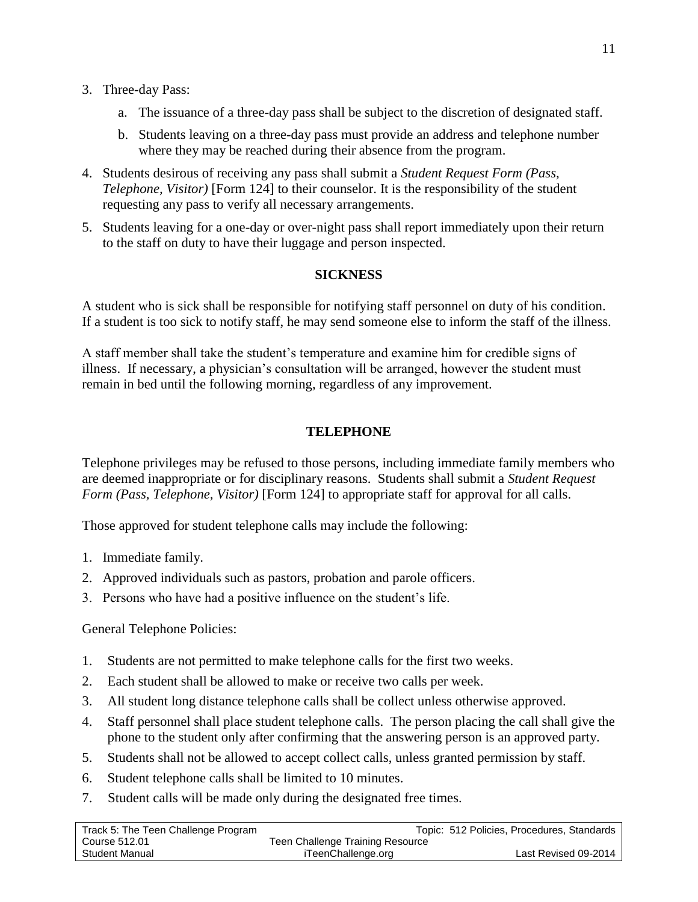3. Three-day Pass:
   a. The issuance of a three-day pass shall be subject to the discretion of designated staff.
   b. Students leaving on a three-day pass must provide an address and telephone number where they may be reached during their absence from the program.
4. Students desirous of receiving any pass shall submit a *Student Request Form (Pass, Telephone, Visitor)* [Form 124] to their counselor. It is the responsibility of the student requesting any pass to verify all necessary arrangements.
5. Students leaving for a one-day or over-night pass shall report immediately upon their return to the staff on duty to have their luggage and person inspected.

## SICKNESS

A student who is sick shall be responsible for notifying staff personnel on duty of his condition. If a student is too sick to notify staff, he may send someone else to inform the staff of the illness.

A staff member shall take the student's temperature and examine him for credible signs of illness. If necessary, a physician's consultation will be arranged, however the student must remain in bed until the following morning, regardless of any improvement.

## TELEPHONE

Telephone privileges may be refused to those persons, including immediate family members who are deemed inappropriate or for disciplinary reasons. Students shall submit a *Student Request Form (Pass, Telephone, Visitor)* [Form 124] to appropriate staff for approval for all calls.

Those approved for student telephone calls may include the following:

1. Immediate family.
2. Approved individuals such as pastors, probation and parole officers.
3. Persons who have had a positive influence on the student's life.

General Telephone Policies:

1. Students are not permitted to make telephone calls for the first two weeks.
2. Each student shall be allowed to make or receive two calls per week.
3. All student long distance telephone calls shall be collect unless otherwise approved.
4. Staff personnel shall place student telephone calls. The person placing the call shall give the phone to the student only after confirming that the answering person is an approved party.
5. Students shall not be allowed to accept collect calls, unless granted permission by staff.
6. Student telephone calls shall be limited to 10 minutes.
7. Student calls will be made only during the designated free times.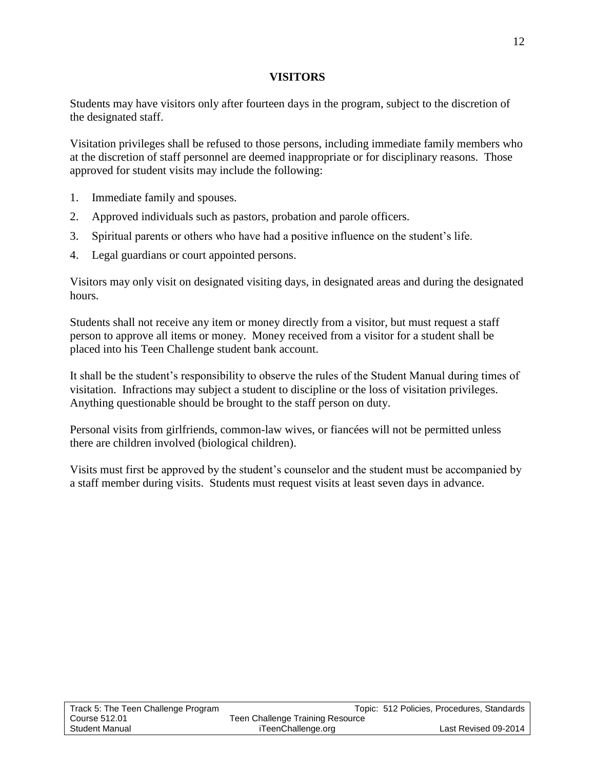## VISITORS

Students may have visitors only after fourteen days in the program, subject to the discretion of the designated staff.

Visitation privileges shall be refused to those persons, including immediate family members who at the discretion of staff personnel are deemed inappropriate or for disciplinary reasons. Those approved for student visits may include the following:

1. Immediate family and spouses.
2. Approved individuals such as pastors, probation and parole officers.
3. Spiritual parents or others who have had a positive influence on the student's life.
4. Legal guardians or court appointed persons.

Visitors may only visit on designated visiting days, in designated areas and during the designated hours.

Students shall not receive any item or money directly from a visitor, but must request a staff person to approve all items or money. Money received from a visitor for a student shall be placed into his Teen Challenge student bank account.

It shall be the student's responsibility to observe the rules of the Student Manual during times of visitation. Infractions may subject a student to discipline or the loss of visitation privileges. Anything questionable should be brought to the staff person on duty.

Personal visits from girlfriends, common-law wives, or fiancées will not be permitted unless there are children involved (biological children).

Visits must first be approved by the student's counselor and the student must be accompanied by a staff member during visits. Students must request visits at least seven days in advance.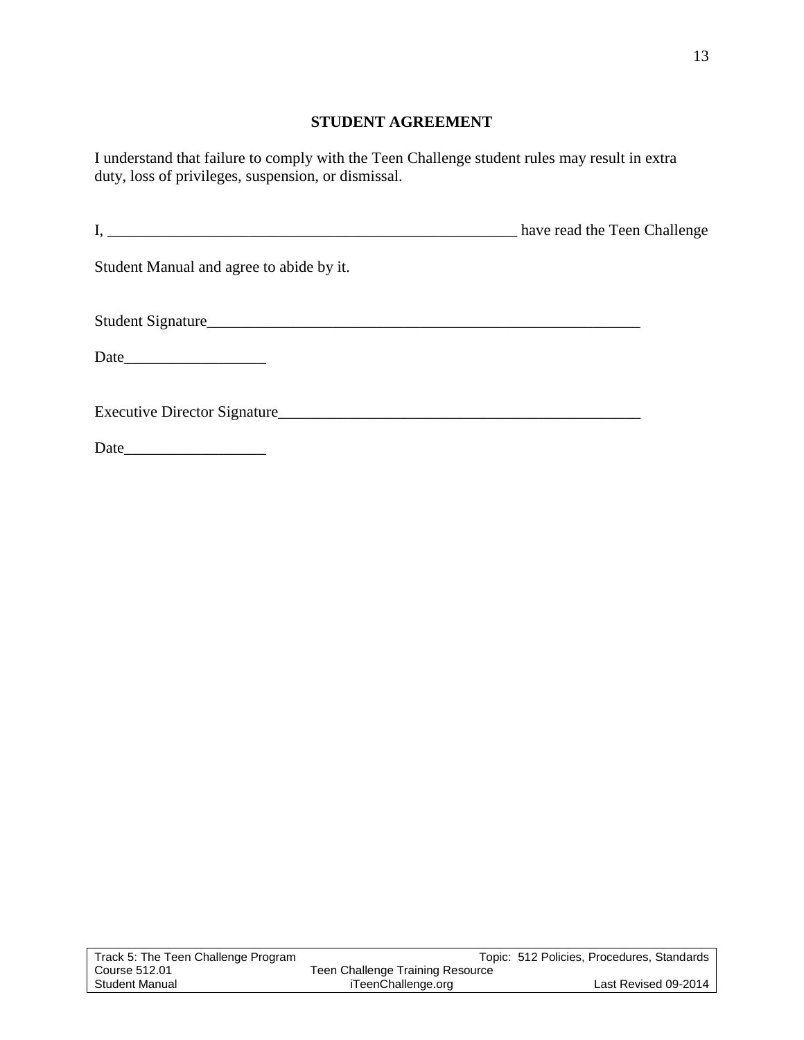**STUDENT AGREEMENT**

I understand that failure to comply with the Teen Challenge student rules may result in extra duty, loss of privileges, suspension, or dismissal.

I, ______________________________________________________ have read the Teen Challenge

Student Manual and agree to abide by it.

Student Signature_________________________________________________________

Date__________________

Executive Director Signature_________________________________________________

Date__________________